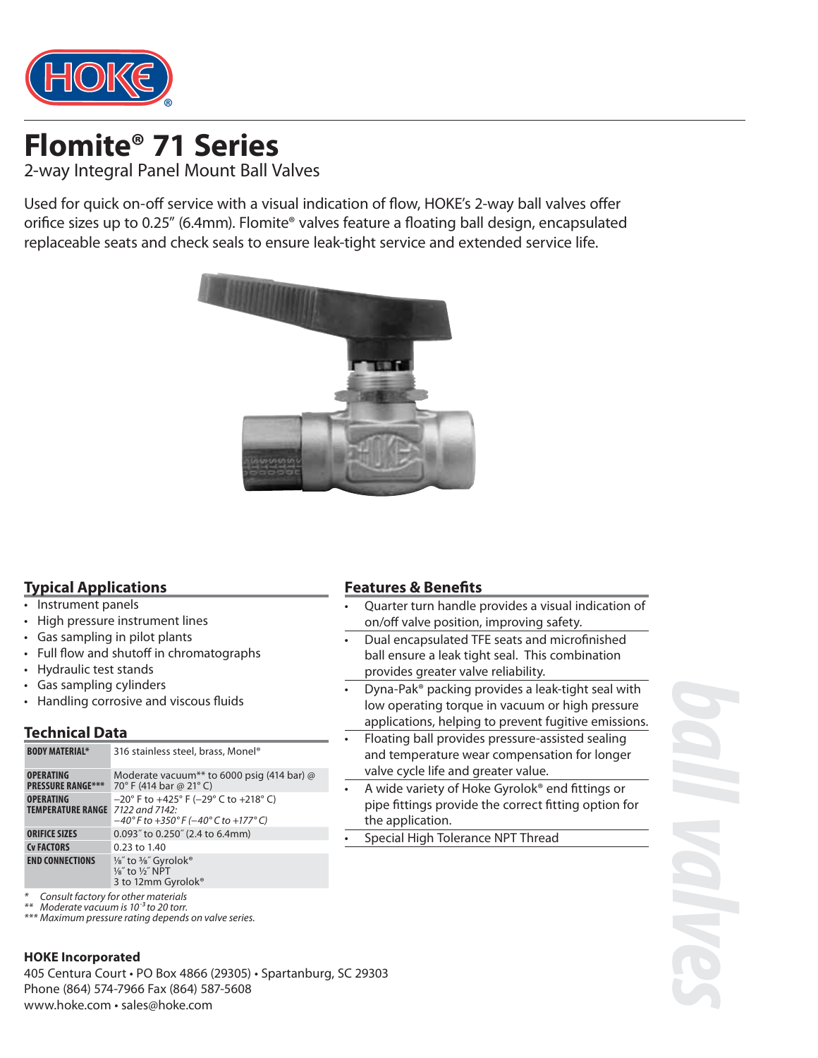# Flomite® 71 Series

2-way Integral Panel Mount Ball Valves

Used for quick on-off service with a visual indication of flow, HOKE's 2-way ball valves offer orifice sizes up to 0.25" (6.4mm). Flomite® valves feature a floating ball design, encapsulated replaceable seats and check seals to ensure leak-tight service and extended service life.

## Typical Applications

- Instrument panels
- High pressure instrument lines
- Gas sampling in pilot plants
- Full flow and shutoff in chromatographs
- Hydraulic test stands
- Gas sampling cylinders
- Handling corrosive and viscous fluids

## Technical Data

| | |
|---|---|
| **BODY MATERIAL*** | 316 stainless steel, brass, Monel® |
| **OPERATING PRESSURE RANGE***** | Moderate vacuum** to 6000 psig (414 bar) @ 70° F (414 bar @ 21° C) |
| **OPERATING TEMPERATURE RANGE** | −20° F to +425° F (−29° C to +218° C) *7122 and 7142: −40° F to +350° F (−40° C to +177° C)* |
| **ORIFICE SIZES** | 0.093" to 0.250" (2.4 to 6.4mm) |
| **Cv FACTORS** | 0.23 to 1.40 |
| **END CONNECTIONS** | ⅛" to ⅜" Gyrolok® ⅛" to ½" NPT 3 to 12mm Gyrolok® |

*\* Consult factory for other materials*
*\*\* Moderate vacuum is $10^{-3}$ to 20 torr.*
*\*\*\* Maximum pressure rating depends on valve series.*

## Features & Benefits

- Quarter turn handle provides a visual indication of on/off valve position, improving safety.
- Dual encapsulated TFE seats and microfinished ball ensure a leak tight seal. This combination provides greater valve reliability.
- Dyna-Pak® packing provides a leak-tight seal with low operating torque in vacuum or high pressure applications, helping to prevent fugitive emissions.
- Floating ball provides pressure-assisted sealing and temperature wear compensation for longer valve cycle life and greater value.
- A wide variety of Hoke Gyrolok® end fittings or pipe fittings provide the correct fitting option for the application.
- Special High Tolerance NPT Thread

**HOKE Incorporated**
405 Centura Court • PO Box 4866 (29305) • Spartanburg, SC 29303
Phone (864) 574-7966 Fax (864) 587-5608
www.hoke.com • sales@hoke.com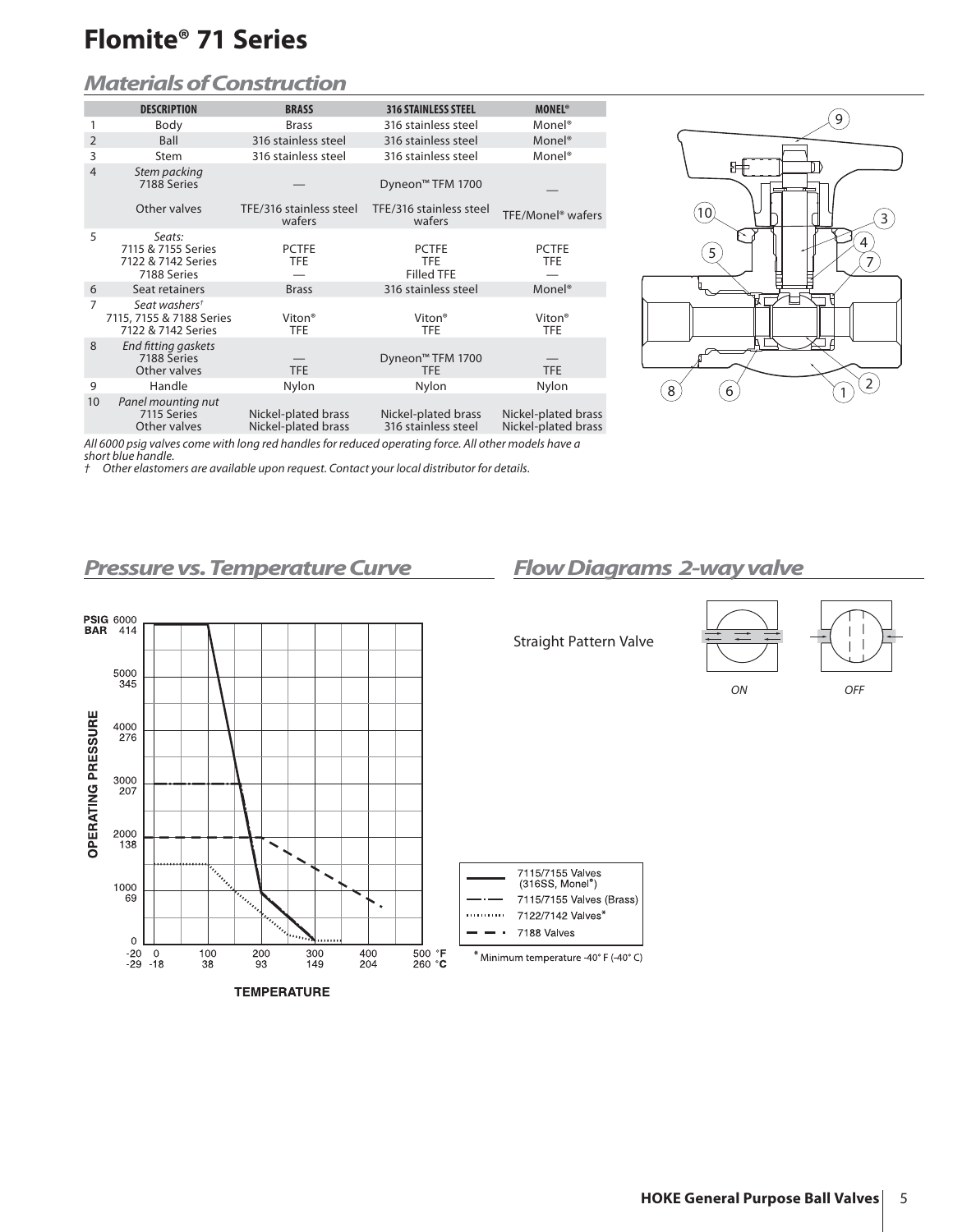# Flomite® 71 Series

## Materials of Construction

| | DESCRIPTION | BRASS | 316 STAINLESS STEEL | MONEL® |
|---|---|---|---|---|
| 1 | Body | Brass | 316 stainless steel | Monel® |
| 2 | Ball | 316 stainless steel | 316 stainless steel | Monel® |
| 3 | Stem | 316 stainless steel | 316 stainless steel | Monel® |
| 4 | *Stem packing* 7188 Series | — | Dyneon™ TFM 1700 | — |
| | Other valves | TFE/316 stainless steel wafers | TFE/316 stainless steel wafers | TFE/Monel® wafers |
| 5 | *Seats:* 7115 & 7155 Series | PCTFE | PCTFE | PCTFE |
| | 7122 & 7142 Series | TFE | TFE | TFE |
| | 7188 Series | — | Filled TFE | — |
| 6 | Seat retainers | Brass | 316 stainless steel | Monel® |
| 7 | *Seat washers†* 7115, 7155 & 7188 Series | Viton® | Viton® | Viton® |
| | 7122 & 7142 Series | TFE | TFE | TFE |
| 8 | *End fitting gaskets* 7188 Series | — | Dyneon™ TFM 1700 | — |
| | Other valves | TFE | TFE | TFE |
| 9 | Handle | Nylon | Nylon | Nylon |
| 10 | *Panel mounting nut* 7115 Series | Nickel-plated brass | Nickel-plated brass | Nickel-plated brass |
| | Other valves | Nickel-plated brass | 316 stainless steel | Nickel-plated brass |

*All 6000 psig valves come with long red handles for reduced operating force. All other models have a short blue handle.*

*† Other elastomers are available upon request. Contact your local distributor for details.*

## Pressure vs. Temperature Curve

OPERATING PRESSURE (PSIG / BAR): 6000 / 414; 5000 / 345; 4000 / 276; 3000 / 207; 2000 / 138; 1000 / 69; 0

TEMPERATURE (°F / °C): -20 / -29; 0 / -18; 100 / 38; 200 / 93; 300 / 149; 400 / 204; 500 / 260

Legend:
- 7115/7155 Valves (316SS, Monel®)
- 7115/7155 Valves (Brass)
- 7122/7142 Valves*
- 7188 Valves

* Minimum temperature -40° F (-40° C)

## Flow Diagrams 2-way valve

Straight Pattern Valve

ON OFF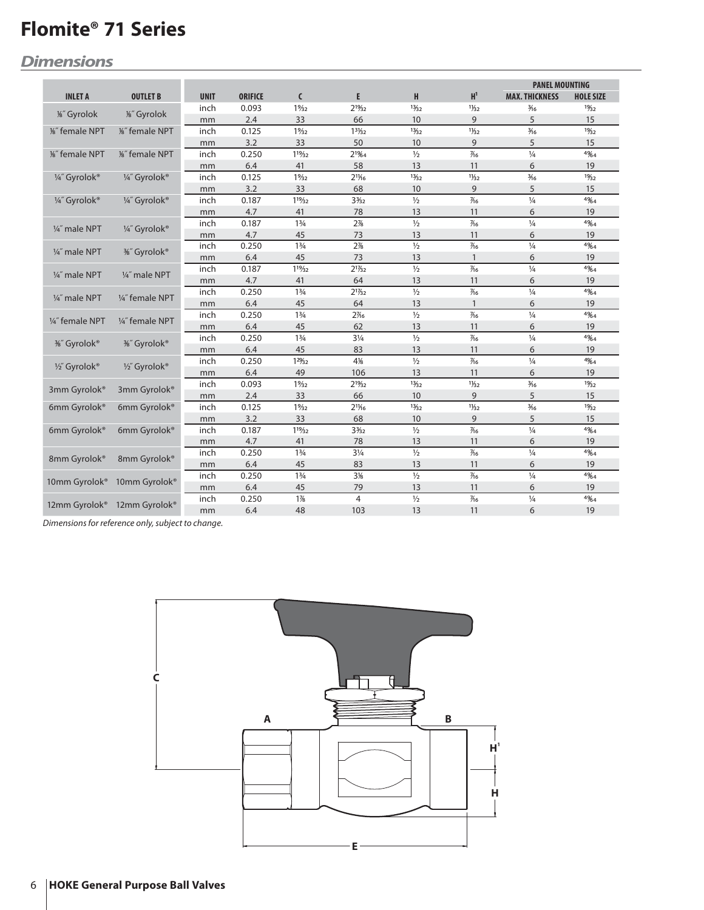# Flomite® 71 Series

## *Dimensions*

| INLET A | OUTLET B | UNIT | ORIFICE | C | E | H | H[1] | PANEL MOUNTING MAX. THICKNESS | PANEL MOUNTING HOLE SIZE |
|---|---|---|---|---|---|---|---|---|---|
| ⅛″ Gyrolok | ⅛″ Gyrolok | inch | 0.093 | 1⁹⁄₃₂ | 2¹⁹⁄₃₂ | ¹³⁄₃₂ | ¹¹⁄₃₂ | ³⁄₁₆ | ¹⁹⁄₃₂ |
| | | mm | 2.4 | 33 | 66 | 10 | 9 | 5 | 15 |
| ⅛″ female NPT | ⅛″ female NPT | inch | 0.125 | 1⁹⁄₃₂ | 1³¹⁄₃₂ | ¹³⁄₃₂ | ¹¹⁄₃₂ | ³⁄₁₆ | ¹⁹⁄₃₂ |
| | | mm | 3.2 | 33 | 50 | 10 | 9 | 5 | 15 |
| ⅛″ female NPT | ⅛″ female NPT | inch | 0.250 | 1¹⁹⁄₃₂ | 2¹⁹⁄₆₄ | ½ | ⁷⁄₁₆ | ¼ | ⁴⁹⁄₆₄ |
| | | mm | 6.4 | 41 | 58 | 13 | 11 | 6 | 19 |
| ¼″ Gyrolok® | ¼″ Gyrolok® | inch | 0.125 | 1⁹⁄₃₂ | 2¹¹⁄₁₆ | ¹³⁄₃₂ | ¹¹⁄₃₂ | ³⁄₁₆ | ¹⁹⁄₃₂ |
| | | mm | 3.2 | 33 | 68 | 10 | 9 | 5 | 15 |
| ¼″ Gyrolok® | ¼″ Gyrolok® | inch | 0.187 | 1¹⁹⁄₃₂ | 3³⁄₃₂ | ½ | ⁷⁄₁₆ | ¼ | ⁴⁹⁄₆₄ |
| | | mm | 4.7 | 41 | 78 | 13 | 11 | 6 | 19 |
| ¼″ male NPT | ¼″ Gyrolok® | inch | 0.187 | 1¾ | 2⅞ | ½ | ⁷⁄₁₆ | ¼ | ⁴⁹⁄₆₄ |
| | | mm | 4.7 | 45 | 73 | 13 | 11 | 6 | 19 |
| ¼″ male NPT | ⅜″ Gyrolok® | inch | 0.250 | 1¾ | 2⅞ | ½ | ⁷⁄₁₆ | ¼ | ⁴⁹⁄₆₄ |
| | | mm | 6.4 | 45 | 73 | 13 | 1 | 6 | 19 |
| ¼″ male NPT | ¼″ male NPT | inch | 0.187 | 1¹⁹⁄₃₂ | 2¹⁷⁄₃₂ | ½ | ⁷⁄₁₆ | ¼ | ⁴⁹⁄₆₄ |
| | | mm | 4.7 | 41 | 64 | 13 | 11 | 6 | 19 |
| ¼″ male NPT | ¼″ female NPT | inch | 0.250 | 1¾ | 2¹⁷⁄₃₂ | ½ | ⁷⁄₁₆ | ¼ | ⁴⁹⁄₆₄ |
| | | mm | 6.4 | 45 | 64 | 13 | 1 | 6 | 19 |
| ¼″ female NPT | ¼″ female NPT | inch | 0.250 | 1¾ | 2⁷⁄₁₆ | ½ | ⁷⁄₁₆ | ¼ | ⁴⁹⁄₆₄ |
| | | mm | 6.4 | 45 | 62 | 13 | 11 | 6 | 19 |
| ⅜″ Gyrolok® | ⅜″ Gyrolok® | inch | 0.250 | 1¾ | 3¼ | ½ | ⁷⁄₁₆ | ¼ | ⁴⁹⁄₆₄ |
| | | mm | 6.4 | 45 | 83 | 13 | 11 | 6 | 19 |
| ½″ Gyrolok® | ½″ Gyrolok® | inch | 0.250 | 1²⁹⁄₃₂ | 4⅛ | ½ | ⁷⁄₁₆ | ¼ | ⁴⁹⁄₆₄ |
| | | mm | 6.4 | 49 | 106 | 13 | 11 | 6 | 19 |
| 3mm Gyrolok® | 3mm Gyrolok® | inch | 0.093 | 1⁹⁄₃₂ | 2¹⁹⁄₃₂ | ¹³⁄₃₂ | ¹¹⁄₃₂ | ³⁄₁₆ | ¹⁹⁄₃₂ |
| | | mm | 2.4 | 33 | 66 | 10 | 9 | 5 | 15 |
| 6mm Gyrolok® | 6mm Gyrolok® | inch | 0.125 | 1⁹⁄₃₂ | 2¹¹⁄₁₆ | ¹³⁄₃₂ | ¹¹⁄₃₂ | ³⁄₁₆ | ¹⁹⁄₃₂ |
| | | mm | 3.2 | 33 | 68 | 10 | 9 | 5 | 15 |
| 6mm Gyrolok® | 6mm Gyrolok® | inch | 0.187 | 1¹⁹⁄₃₂ | 3³⁄₃₂ | ½ | ⁷⁄₁₆ | ¼ | ⁴⁹⁄₆₄ |
| | | mm | 4.7 | 41 | 78 | 13 | 11 | 6 | 19 |
| 8mm Gyrolok® | 8mm Gyrolok® | inch | 0.250 | 1¾ | 3¼ | ½ | ⁷⁄₁₆ | ¼ | ⁴⁹⁄₆₄ |
| | | mm | 6.4 | 45 | 83 | 13 | 11 | 6 | 19 |
| 10mm Gyrolok® | 10mm Gyrolok® | inch | 0.250 | 1¾ | 3⅛ | ½ | ⁷⁄₁₆ | ¼ | ⁴⁹⁄₆₄ |
| | | mm | 6.4 | 45 | 79 | 13 | 11 | 6 | 19 |
| 12mm Gyrolok® | 12mm Gyrolok® | inch | 0.250 | 1⅞ | 4 | ½ | ⁷⁄₁₆ | ¼ | ⁴⁹⁄₆₄ |
| | | mm | 6.4 | 48 | 103 | 13 | 11 | 6 | 19 |

*Dimensions for reference only, subject to change.*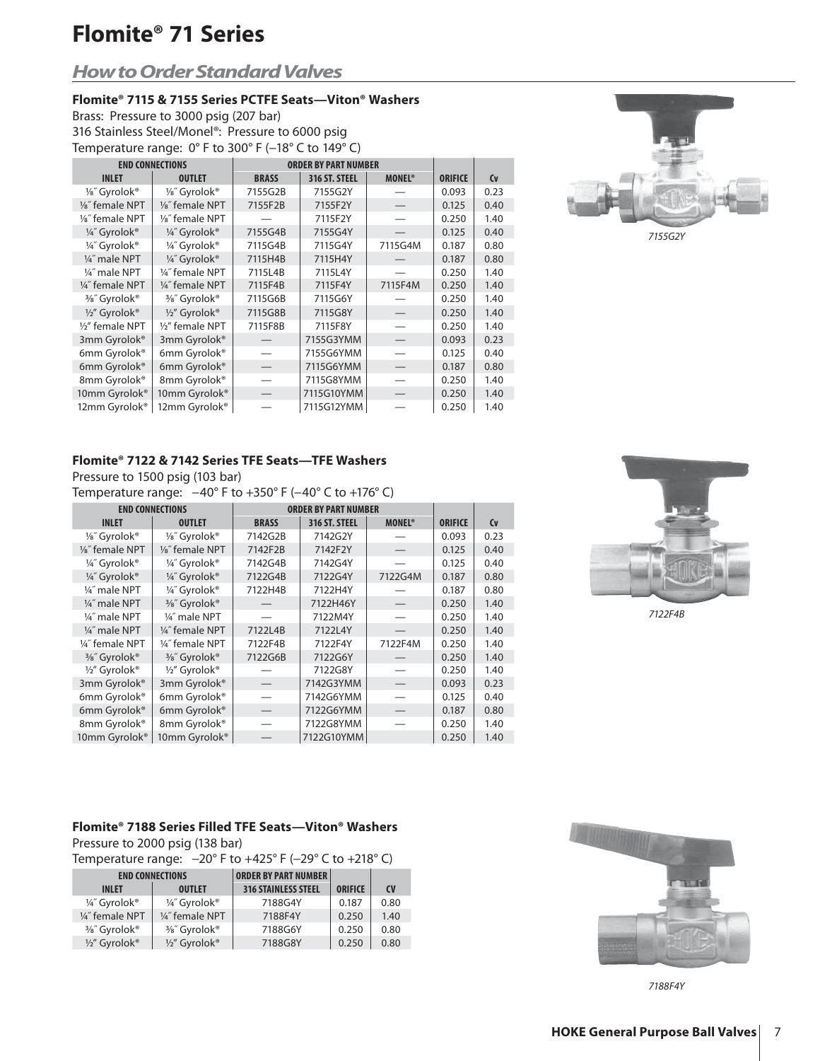# Flomite® 71 Series

## How to Order Standard Valves

### Flomite® 7115 & 7155 Series PCTFE Seats—Viton® Washers

Brass: Pressure to 3000 psig (207 bar)
316 Stainless Steel/Monel®: Pressure to 6000 psig
Temperature range: 0° F to 300° F (–18° C to 149° C)

| END CONNECTIONS | | ORDER BY PART NUMBER | | | | |
|---|---|---|---|---|---|---|
| INLET | OUTLET | BRASS | 316 ST. STEEL | MONEL® | ORIFICE | Cv |
| ⅛″ Gyrolok® | ⅛″ Gyrolok® | 7155G2B | 7155G2Y | — | 0.093 | 0.23 |
| ⅛″ female NPT | ⅛″ female NPT | 7155F2B | 7155F2Y | — | 0.125 | 0.40 |
| ⅛″ female NPT | ⅛″ female NPT | — | 7115F2Y | — | 0.250 | 1.40 |
| ¼″ Gyrolok® | ¼″ Gyrolok® | 7155G4B | 7155G4Y | — | 0.125 | 0.40 |
| ¼″ Gyrolok® | ¼″ Gyrolok® | 7115G4B | 7115G4Y | 7115G4M | 0.187 | 0.80 |
| ¼″ male NPT | ¼″ Gyrolok® | 7115H4B | 7115H4Y | — | 0.187 | 0.80 |
| ¼″ male NPT | ¼″ female NPT | 7115L4B | 7115L4Y | — | 0.250 | 1.40 |
| ¼″ female NPT | ¼″ female NPT | 7115F4B | 7115F4Y | 7115F4M | 0.250 | 1.40 |
| ⅜″ Gyrolok® | ⅜″ Gyrolok® | 7115G6B | 7115G6Y | — | 0.250 | 1.40 |
| ½″ Gyrolok® | ½″ Gyrolok® | 7115G8B | 7115G8Y | — | 0.250 | 1.40 |
| ½″ female NPT | ½″ female NPT | 7115F8B | 7115F8Y | — | 0.250 | 1.40 |
| 3mm Gyrolok® | 3mm Gyrolok® | — | 7155G3YMM | — | 0.093 | 0.23 |
| 6mm Gyrolok® | 6mm Gyrolok® | — | 7155G6YMM | — | 0.125 | 0.40 |
| 6mm Gyrolok® | 6mm Gyrolok® | — | 7115G6YMM | — | 0.187 | 0.80 |
| 8mm Gyrolok® | 8mm Gyrolok® | — | 7115G8YMM | — | 0.250 | 1.40 |
| 10mm Gyrolok® | 10mm Gyrolok® | — | 7115G10YMM | — | 0.250 | 1.40 |
| 12mm Gyrolok® | 12mm Gyrolok® | — | 7115G12YMM | — | 0.250 | 1.40 |

*7155G2Y*

### Flomite® 7122 & 7142 Series TFE Seats—TFE Washers

Pressure to 1500 psig (103 bar)
Temperature range: –40° F to +350° F (–40° C to +176° C)

| END CONNECTIONS | | ORDER BY PART NUMBER | | | | |
|---|---|---|---|---|---|---|
| INLET | OUTLET | BRASS | 316 ST. STEEL | MONEL® | ORIFICE | Cv |
| ⅛″ Gyrolok® | ⅛″ Gyrolok® | 7142G2B | 7142G2Y | — | 0.093 | 0.23 |
| ⅛″ female NPT | ⅛″ female NPT | 7142F2B | 7142F2Y | — | 0.125 | 0.40 |
| ¼″ Gyrolok® | ¼″ Gyrolok® | 7142G4B | 7142G4Y | — | 0.125 | 0.40 |
| ¼″ Gyrolok® | ¼″ Gyrolok® | 7122G4B | 7122G4Y | 7122G4M | 0.187 | 0.80 |
| ¼″ male NPT | ¼″ Gyrolok® | 7122H4B | 7122H4Y | — | 0.187 | 0.80 |
| ¼″ male NPT | ⅜″ Gyrolok® | — | 7122H46Y | — | 0.250 | 1.40 |
| ¼″ male NPT | ¼″ male NPT | — | 7122M4Y | — | 0.250 | 1.40 |
| ¼″ male NPT | ¼″ female NPT | 7122L4B | 7122L4Y | — | 0.250 | 1.40 |
| ¼″ female NPT | ¼″ female NPT | 7122F4B | 7122F4Y | 7122F4M | 0.250 | 1.40 |
| ⅜″ Gyrolok® | ⅜″ Gyrolok® | 7122G6B | 7122G6Y | — | 0.250 | 1.40 |
| ½″ Gyrolok® | ½″ Gyrolok® | — | 7122G8Y | — | 0.250 | 1.40 |
| 3mm Gyrolok® | 3mm Gyrolok® | — | 7142G3YMM | — | 0.093 | 0.23 |
| 6mm Gyrolok® | 6mm Gyrolok® | — | 7142G6YMM | — | 0.125 | 0.40 |
| 6mm Gyrolok® | 6mm Gyrolok® | — | 7122G6YMM | — | 0.187 | 0.80 |
| 8mm Gyrolok® | 8mm Gyrolok® | — | 7122G8YMM | — | 0.250 | 1.40 |
| 10mm Gyrolok® | 10mm Gyrolok® | — | 7122G10YMM | | 0.250 | 1.40 |

*7122F4B*

### Flomite® 7188 Series Filled TFE Seats—Viton® Washers

Pressure to 2000 psig (138 bar)
Temperature range: –20° F to +425° F (–29° C to +218° C)

| END CONNECTIONS | | ORDER BY PART NUMBER | | |
|---|---|---|---|---|
| INLET | OUTLET | 316 STAINLESS STEEL | ORIFICE | CV |
| ¼″ Gyrolok® | ¼″ Gyrolok® | 7188G4Y | 0.187 | 0.80 |
| ¼″ female NPT | ¼″ female NPT | 7188F4Y | 0.250 | 1.40 |
| ⅜″ Gyrolok® | ⅜″ Gyrolok® | 7188G6Y | 0.250 | 0.80 |
| ½″ Gyrolok® | ½″ Gyrolok® | 7188G8Y | 0.250 | 0.80 |

*7188F4Y*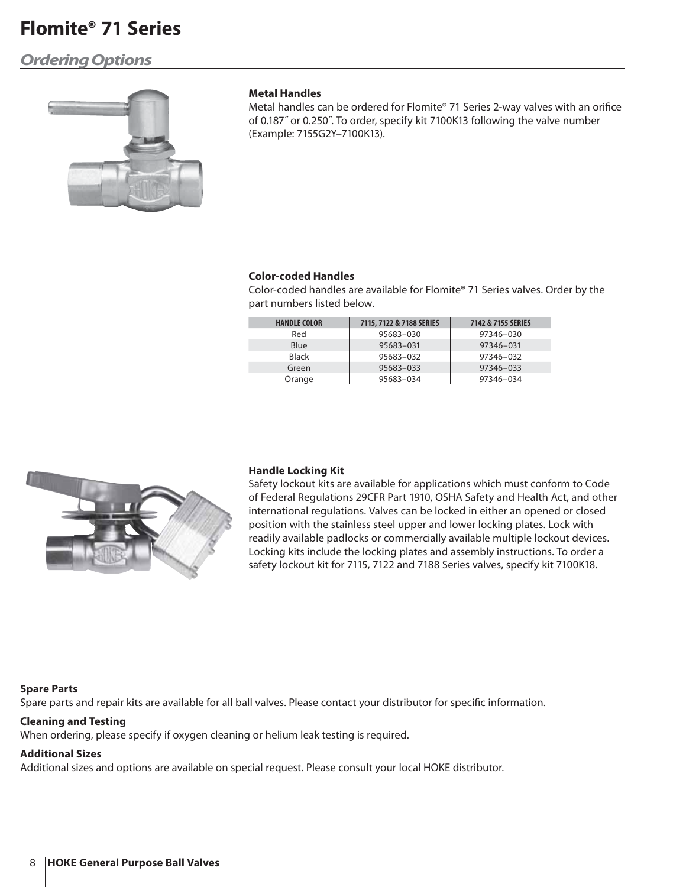# Flomite® 71 Series

## *Ordering Options*

### Metal Handles

Metal handles can be ordered for Flomite® 71 Series 2-way valves with an orifice of 0.187″ or 0.250″. To order, specify kit 7100K13 following the valve number (Example: 7155G2Y–7100K13).

### Color-coded Handles

Color-coded handles are available for Flomite® 71 Series valves. Order by the part numbers listed below.

| HANDLE COLOR | 7115, 7122 & 7188 SERIES | 7142 & 7155 SERIES |
|---|---|---|
| Red | 95683–030 | 97346–030 |
| Blue | 95683–031 | 97346–031 |
| Black | 95683–032 | 97346–032 |
| Green | 95683–033 | 97346–033 |
| Orange | 95683–034 | 97346–034 |

### Handle Locking Kit

Safety lockout kits are available for applications which must conform to Code of Federal Regulations 29CFR Part 1910, OSHA Safety and Health Act, and other international regulations. Valves can be locked in either an opened or closed position with the stainless steel upper and lower locking plates. Lock with readily available padlocks or commercially available multiple lockout devices. Locking kits include the locking plates and assembly instructions. To order a safety lockout kit for 7115, 7122 and 7188 Series valves, specify kit 7100K18.

### Spare Parts

Spare parts and repair kits are available for all ball valves. Please contact your distributor for specific information.

### Cleaning and Testing

When ordering, please specify if oxygen cleaning or helium leak testing is required.

### Additional Sizes

Additional sizes and options are available on special request. Please consult your local HOKE distributor.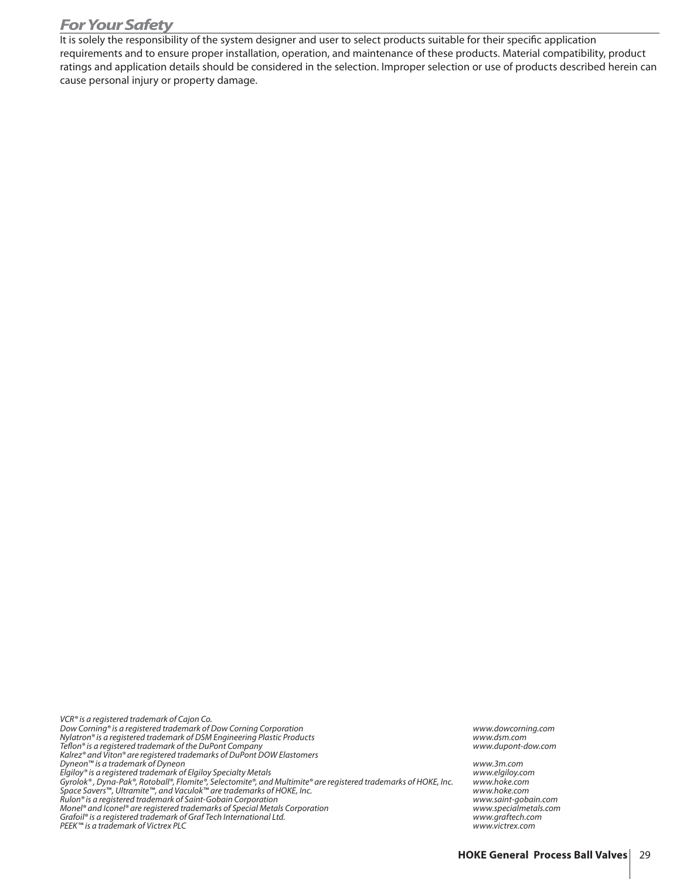## *For Your Safety*

It is solely the responsibility of the system designer and user to select products suitable for their specific application requirements and to ensure proper installation, operation, and maintenance of these products. Material compatibility, product ratings and application details should be considered in the selection. Improper selection or use of products described herein can cause personal injury or property damage.

*VCR® is a registered trademark of Cajon Co.*
*Dow Corning® is a registered trademark of Dow Corning Corporation* — *www.dowcorning.com*
*Nylatron® is a registered trademark of DSM Engineering Plastic Products* — *www.dsm.com*
*Teflon® is a registered trademark of the DuPont Company* — *www.dupont-dow.com*
*Kalrez® and Viton® are registered trademarks of DuPont DOW Elastomers*
*Dyneon™ is a trademark of Dyneon* — *www.3m.com*
*Elgiloy® is a registered trademark of Elgiloy Specialty Metals* — *www.elgiloy.com*
*Gyrolok®, Dyna-Pak®, Rotoball®, Flomite®, Selectomite®, and Multimite® are registered trademarks of HOKE, Inc.* — *www.hoke.com*
*Space Savers™, Ultramite™, and Vaculok™ are trademarks of HOKE, Inc.* — *www.hoke.com*
*Rulon® is a registered trademark of Saint-Gobain Corporation* — *www.saint-gobain.com*
*Monel® and Iconel® are registered trademarks of Special Metals Corporation* — *www.specialmetals.com*
*Grafoil® is a registered trademark of Graf Tech International Ltd.* — *www.graftech.com*
*PEEK™ is a trademark of Victrex PLC* — *www.victrex.com*